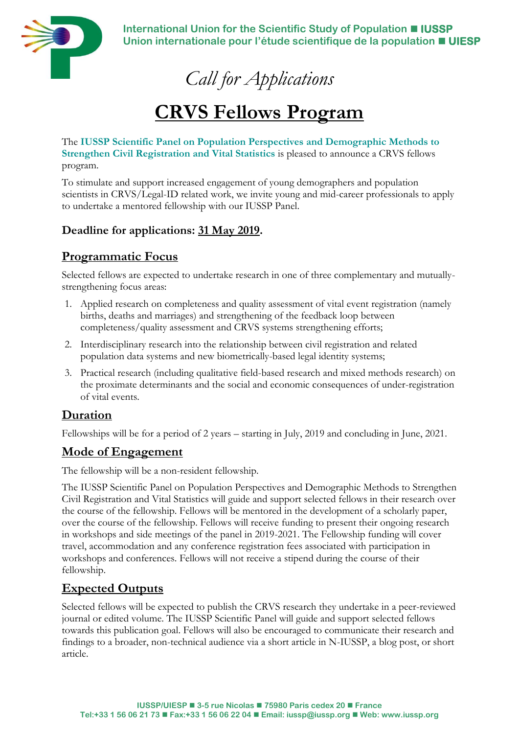International Union for the Scientific Study of Population ■ IUSSP
Union internationale pour l'étude scientifique de la population ■ UIESP

*Call for Applications*

# CRVS Fellows Program

The **IUSSP Scientific Panel on Population Perspectives and Demographic Methods to Strengthen Civil Registration and Vital Statistics** is pleased to announce a CRVS fellows program.

To stimulate and support increased engagement of young demographers and population scientists in CRVS/Legal-ID related work, we invite young and mid-career professionals to apply to undertake a mentored fellowship with our IUSSP Panel.

**Deadline for applications: 31 May 2019.**

## Programmatic Focus

Selected fellows are expected to undertake research in one of three complementary and mutually-strengthening focus areas:

1. Applied research on completeness and quality assessment of vital event registration (namely births, deaths and marriages) and strengthening of the feedback loop between completeness/quality assessment and CRVS systems strengthening efforts;
2. Interdisciplinary research into the relationship between civil registration and related population data systems and new biometrically-based legal identity systems;
3. Practical research (including qualitative field-based research and mixed methods research) on the proximate determinants and the social and economic consequences of under-registration of vital events.

## Duration

Fellowships will be for a period of 2 years – starting in July, 2019 and concluding in June, 2021.

## Mode of Engagement

The fellowship will be a non-resident fellowship.

The IUSSP Scientific Panel on Population Perspectives and Demographic Methods to Strengthen Civil Registration and Vital Statistics will guide and support selected fellows in their research over the course of the fellowship. Fellows will be mentored in the development of a scholarly paper, over the course of the fellowship. Fellows will receive funding to present their ongoing research in workshops and side meetings of the panel in 2019-2021. The Fellowship funding will cover travel, accommodation and any conference registration fees associated with participation in workshops and conferences. Fellows will not receive a stipend during the course of their fellowship.

## Expected Outputs

Selected fellows will be expected to publish the CRVS research they undertake in a peer-reviewed journal or edited volume. The IUSSP Scientific Panel will guide and support selected fellows towards this publication goal. Fellows will also be encouraged to communicate their research and findings to a broader, non-technical audience via a short article in N-IUSSP, a blog post, or short article.

IUSSP/UIESP ■ 3-5 rue Nicolas ■ 75980 Paris cedex 20 ■ France
Tel:+33 1 56 06 21 73 ■ Fax:+33 1 56 06 22 04 ■ Email: iussp@iussp.org ■ Web: www.iussp.org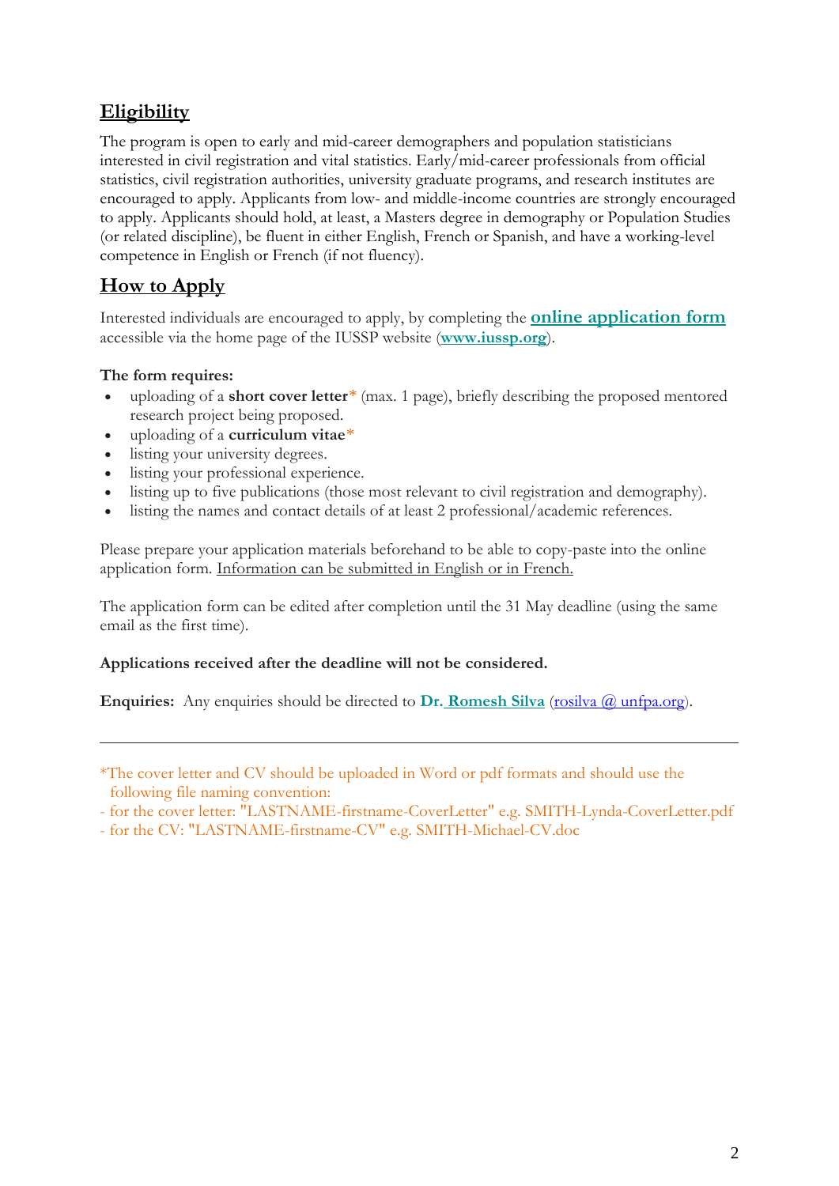## Eligibility

The program is open to early and mid-career demographers and population statisticians interested in civil registration and vital statistics. Early/mid-career professionals from official statistics, civil registration authorities, university graduate programs, and research institutes are encouraged to apply. Applicants from low- and middle-income countries are strongly encouraged to apply. Applicants should hold, at least, a Masters degree in demography or Population Studies (or related discipline), be fluent in either English, French or Spanish, and have a working-level competence in English or French (if not fluency).

## How to Apply

Interested individuals are encouraged to apply, by completing the **online application form** accessible via the home page of the IUSSP website (**www.iussp.org**).

**The form requires:**

- uploading of a **short cover letter*** (max. 1 page), briefly describing the proposed mentored research project being proposed.
- uploading of a **curriculum vitae***
- listing your university degrees.
- listing your professional experience.
- listing up to five publications (those most relevant to civil registration and demography).
- listing the names and contact details of at least 2 professional/academic references.

Please prepare your application materials beforehand to be able to copy-paste into the online application form. Information can be submitted in English or in French.

The application form can be edited after completion until the 31 May deadline (using the same email as the first time).

**Applications received after the deadline will not be considered.**

**Enquiries:** Any enquiries should be directed to **Dr. Romesh Silva** (rosilva @ unfpa.org).

---

*The cover letter and CV should be uploaded in Word or pdf formats and should use the following file naming convention:

- for the cover letter: "LASTNAME-firstname-CoverLetter" e.g. SMITH-Lynda-CoverLetter.pdf
- for the CV: "LASTNAME-firstname-CV" e.g. SMITH-Michael-CV.doc